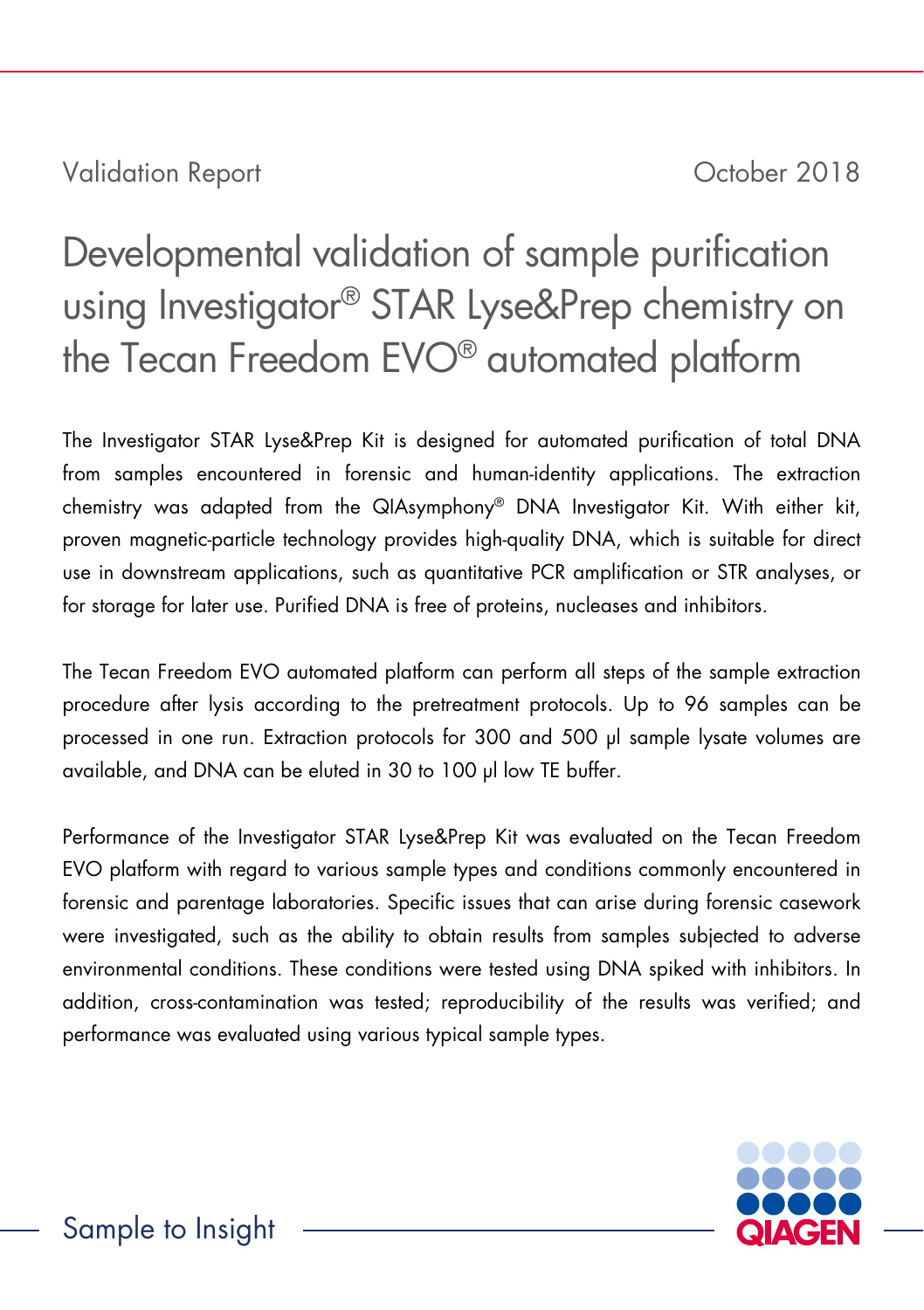Validation Report October 2018

# Developmental validation of sample purification using Investigator® STAR Lyse&Prep chemistry on the Tecan Freedom EVO® automated platform

The Investigator STAR Lyse&Prep Kit is designed for automated purification of total DNA from samples encountered in forensic and human-identity applications. The extraction chemistry was adapted from the QIAsymphony® DNA Investigator Kit. With either kit, proven magnetic-particle technology provides high-quality DNA, which is suitable for direct use in downstream applications, such as quantitative PCR amplification or STR analyses, or for storage for later use. Purified DNA is free of proteins, nucleases and inhibitors.

The Tecan Freedom EVO automated platform can perform all steps of the sample extraction procedure after lysis according to the pretreatment protocols. Up to 96 samples can be processed in one run. Extraction protocols for 300 and 500 µl sample lysate volumes are available, and DNA can be eluted in 30 to 100 µl low TE buffer.

Performance of the Investigator STAR Lyse&Prep Kit was evaluated on the Tecan Freedom EVO platform with regard to various sample types and conditions commonly encountered in forensic and parentage laboratories. Specific issues that can arise during forensic casework were investigated, such as the ability to obtain results from samples subjected to adverse environmental conditions. These conditions were tested using DNA spiked with inhibitors. In addition, cross-contamination was tested; reproducibility of the results was verified; and performance was evaluated using various typical sample types.

Sample to Insight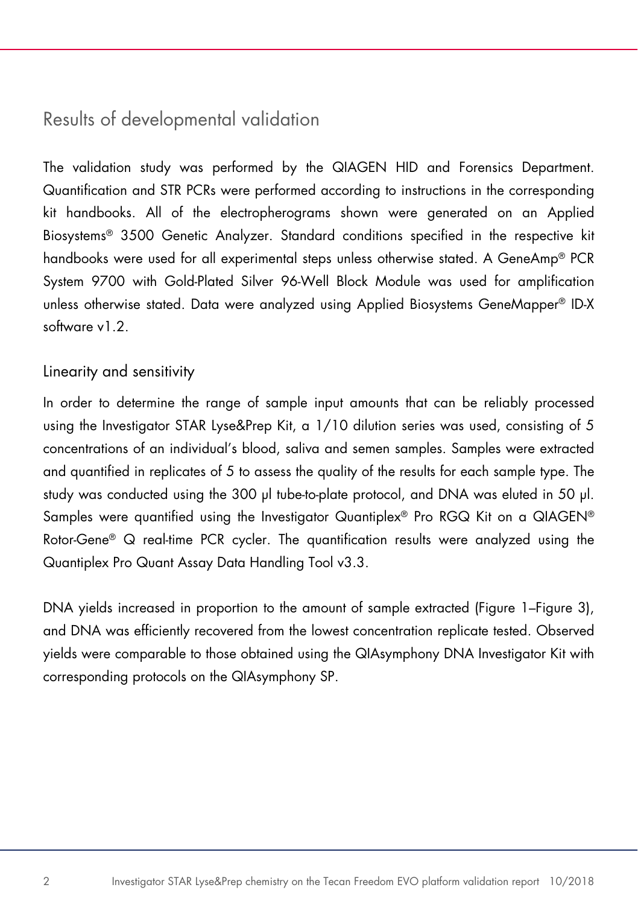## Results of developmental validation

The validation study was performed by the QIAGEN HID and Forensics Department. Quantification and STR PCRs were performed according to instructions in the corresponding kit handbooks. All of the electropherograms shown were generated on an Applied Biosystems® 3500 Genetic Analyzer. Standard conditions specified in the respective kit handbooks were used for all experimental steps unless otherwise stated. A GeneAmp® PCR System 9700 with Gold-Plated Silver 96-Well Block Module was used for amplification unless otherwise stated. Data were analyzed using Applied Biosystems GeneMapper® ID-X software v1.2.

### Linearity and sensitivity

In order to determine the range of sample input amounts that can be reliably processed using the Investigator STAR Lyse&Prep Kit, a 1/10 dilution series was used, consisting of 5 concentrations of an individual's blood, saliva and semen samples. Samples were extracted and quantified in replicates of 5 to assess the quality of the results for each sample type. The study was conducted using the 300 µl tube-to-plate protocol, and DNA was eluted in 50 µl. Samples were quantified using the Investigator Quantiplex® Pro RGQ Kit on a QIAGEN® Rotor-Gene® Q real-time PCR cycler. The quantification results were analyzed using the Quantiplex Pro Quant Assay Data Handling Tool v3.3.

DNA yields increased in proportion to the amount of sample extracted (Figure 1–Figure 3), and DNA was efficiently recovered from the lowest concentration replicate tested. Observed yields were comparable to those obtained using the QIAsymphony DNA Investigator Kit with corresponding protocols on the QIAsymphony SP.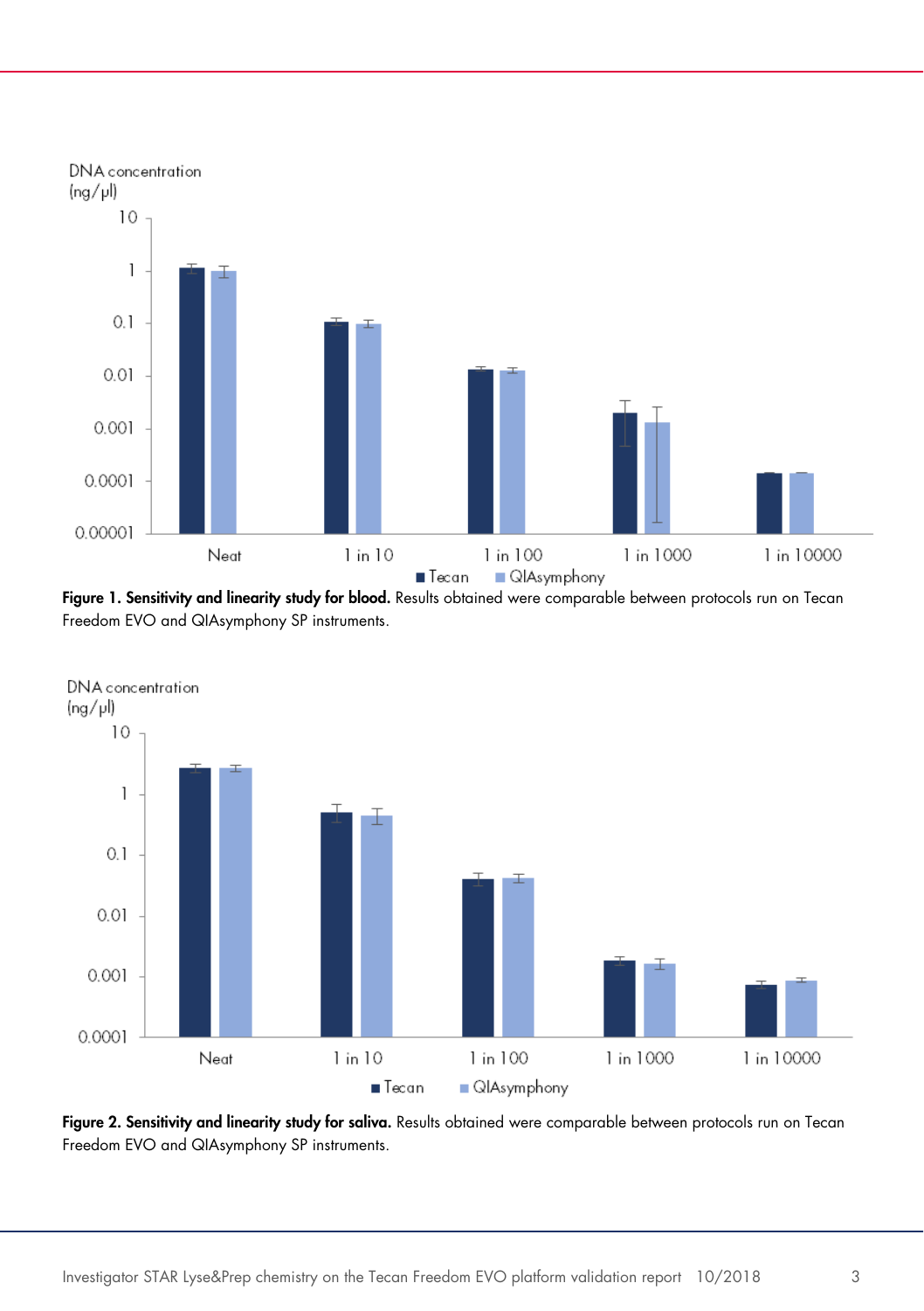**Figure 1. Sensitivity and linearity study for blood.** Results obtained were comparable between protocols run on Tecan Freedom EVO and QIAsymphony SP instruments.

**Figure 2. Sensitivity and linearity study for saliva.** Results obtained were comparable between protocols run on Tecan Freedom EVO and QIAsymphony SP instruments.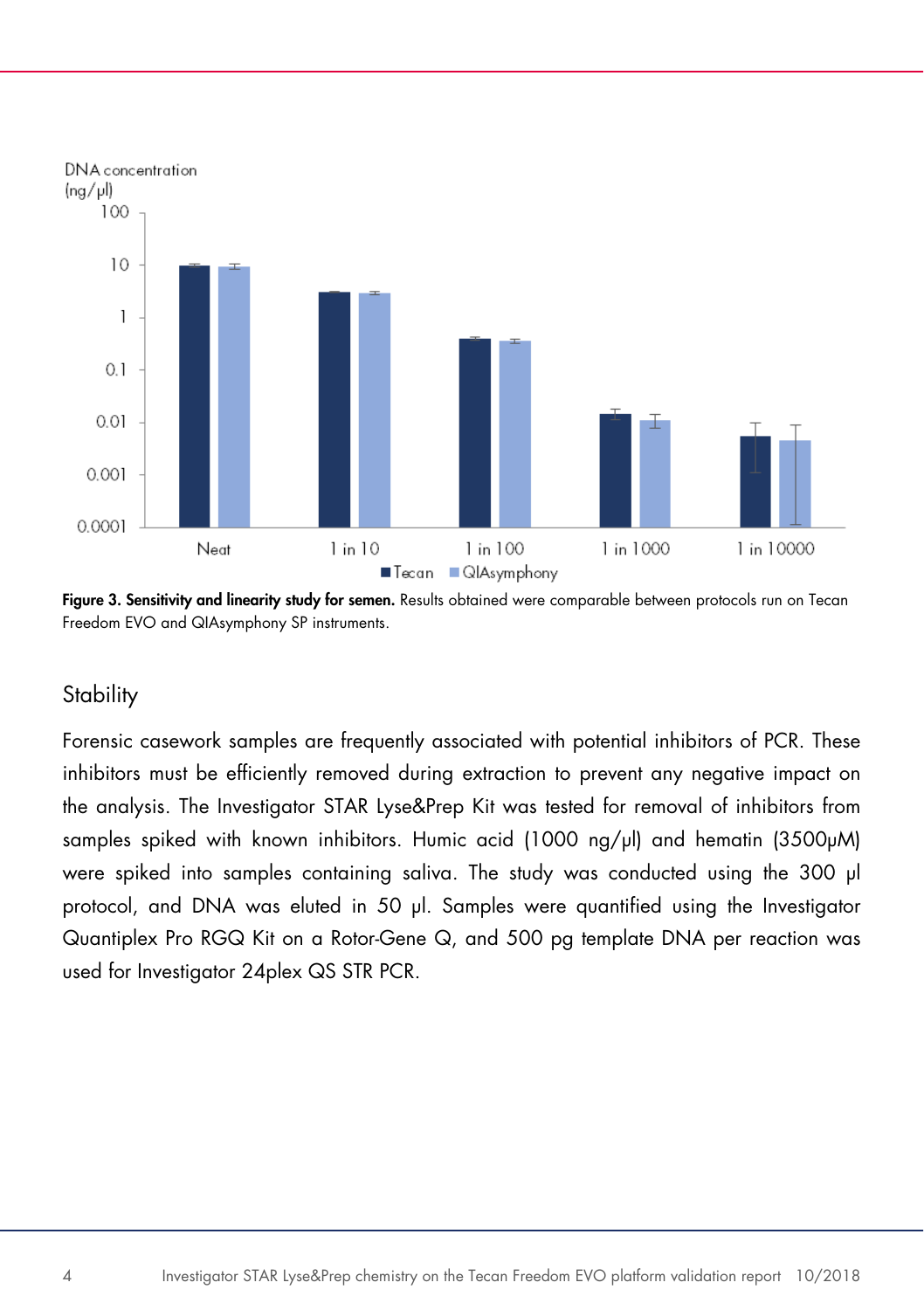**Figure 3. Sensitivity and linearity study for semen.** Results obtained were comparable between protocols run on Tecan Freedom EVO and QIAsymphony SP instruments.

## Stability

Forensic casework samples are frequently associated with potential inhibitors of PCR. These inhibitors must be efficiently removed during extraction to prevent any negative impact on the analysis. The Investigator STAR Lyse&Prep Kit was tested for removal of inhibitors from samples spiked with known inhibitors. Humic acid (1000 ng/µl) and hematin (3500µM) were spiked into samples containing saliva. The study was conducted using the 300 µl protocol, and DNA was eluted in 50 µl. Samples were quantified using the Investigator Quantiplex Pro RGQ Kit on a Rotor-Gene Q, and 500 pg template DNA per reaction was used for Investigator 24plex QS STR PCR.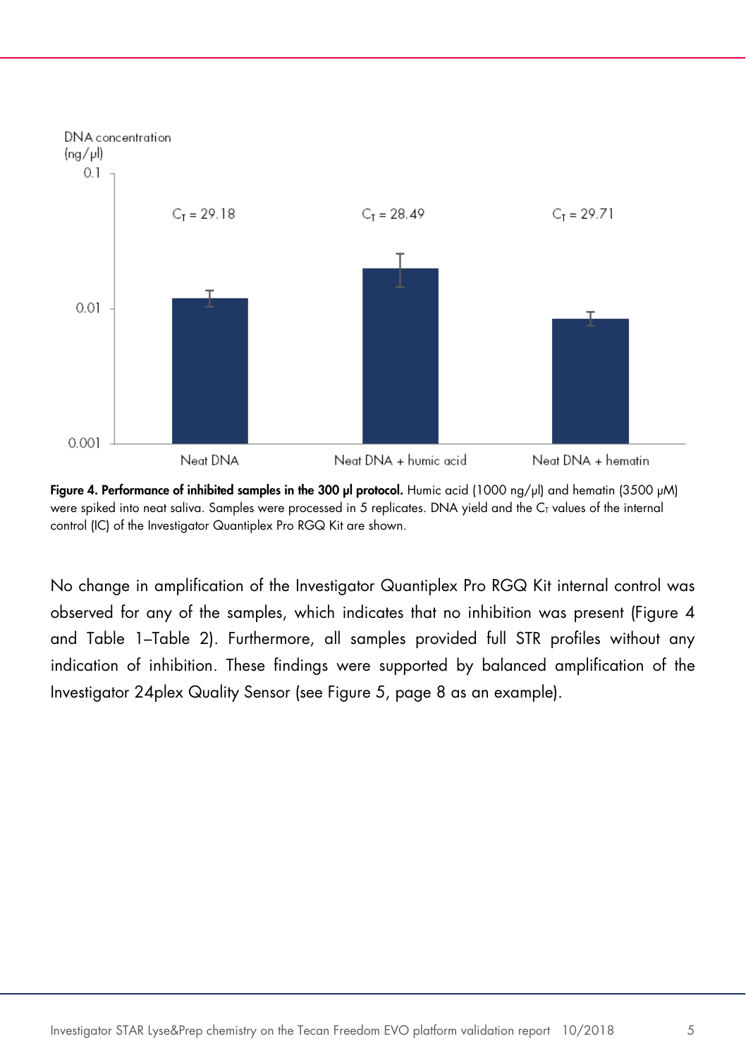**Figure 4. Performance of inhibited samples in the 300 µl protocol.** Humic acid (1000 ng/µl) and hematin (3500 µM) were spiked into neat saliva. Samples were processed in 5 replicates. DNA yield and the $C_T$ values of the internal control (IC) of the Investigator Quantiplex Pro RGQ Kit are shown.

No change in amplification of the Investigator Quantiplex Pro RGQ Kit internal control was observed for any of the samples, which indicates that no inhibition was present (Figure 4 and Table 1–Table 2). Furthermore, all samples provided full STR profiles without any indication of inhibition. These findings were supported by balanced amplification of the Investigator 24plex Quality Sensor (see Figure 5, page 8 as an example).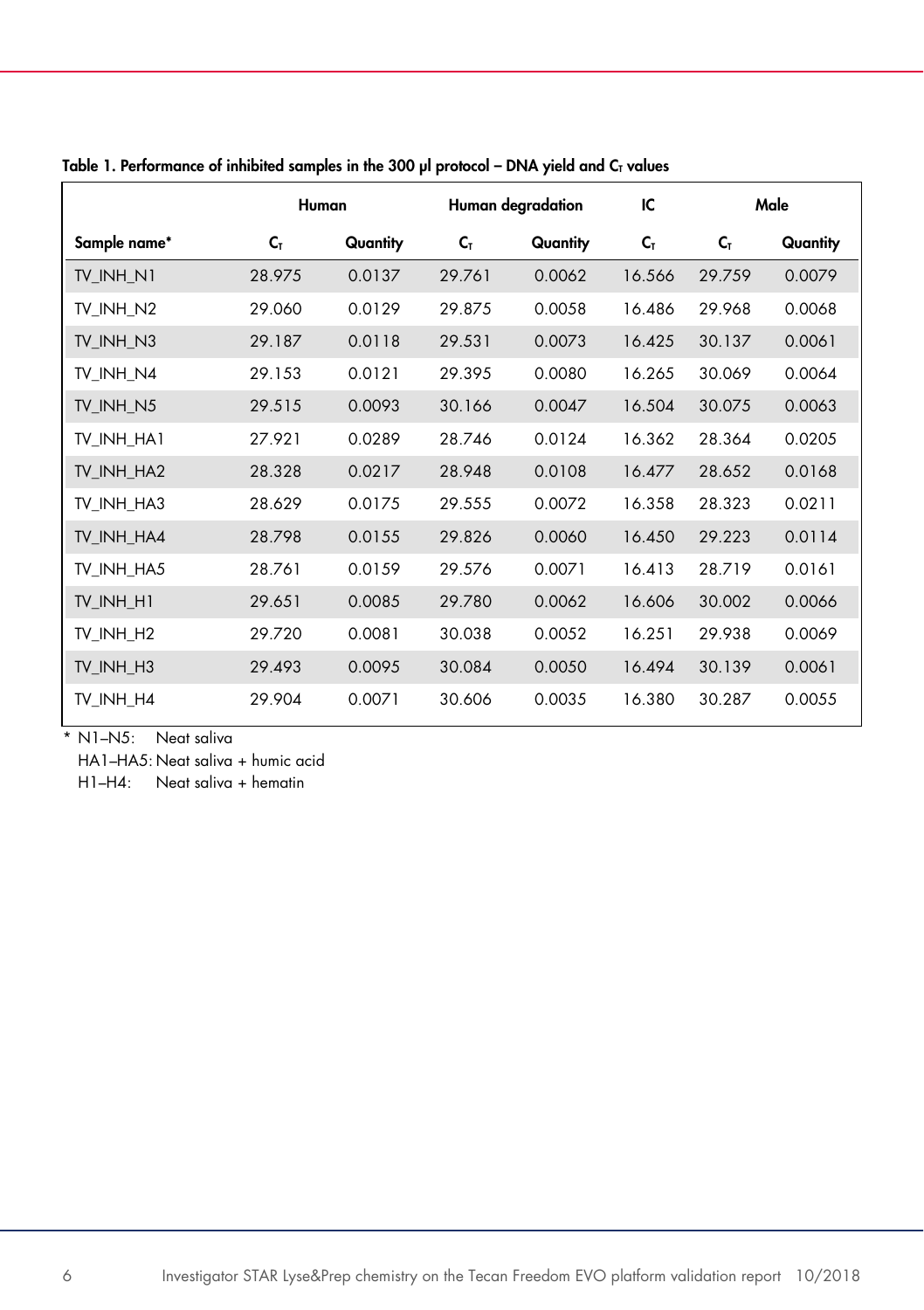**Table 1. Performance of inhibited samples in the 300 µl protocol – DNA yield and $C_T$ values**

| | Human | | Human degradation | | IC | Male | |
|---|---|---|---|---|---|---|---|
| Sample name* | $C_T$ | Quantity | $C_T$ | Quantity | $C_T$ | $C_T$ | Quantity |
| TV_INH_N1 | 28.975 | 0.0137 | 29.761 | 0.0062 | 16.566 | 29.759 | 0.0079 |
| TV_INH_N2 | 29.060 | 0.0129 | 29.875 | 0.0058 | 16.486 | 29.968 | 0.0068 |
| TV_INH_N3 | 29.187 | 0.0118 | 29.531 | 0.0073 | 16.425 | 30.137 | 0.0061 |
| TV_INH_N4 | 29.153 | 0.0121 | 29.395 | 0.0080 | 16.265 | 30.069 | 0.0064 |
| TV_INH_N5 | 29.515 | 0.0093 | 30.166 | 0.0047 | 16.504 | 30.075 | 0.0063 |
| TV_INH_HA1 | 27.921 | 0.0289 | 28.746 | 0.0124 | 16.362 | 28.364 | 0.0205 |
| TV_INH_HA2 | 28.328 | 0.0217 | 28.948 | 0.0108 | 16.477 | 28.652 | 0.0168 |
| TV_INH_HA3 | 28.629 | 0.0175 | 29.555 | 0.0072 | 16.358 | 28.323 | 0.0211 |
| TV_INH_HA4 | 28.798 | 0.0155 | 29.826 | 0.0060 | 16.450 | 29.223 | 0.0114 |
| TV_INH_HA5 | 28.761 | 0.0159 | 29.576 | 0.0071 | 16.413 | 28.719 | 0.0161 |
| TV_INH_H1 | 29.651 | 0.0085 | 29.780 | 0.0062 | 16.606 | 30.002 | 0.0066 |
| TV_INH_H2 | 29.720 | 0.0081 | 30.038 | 0.0052 | 16.251 | 29.938 | 0.0069 |
| TV_INH_H3 | 29.493 | 0.0095 | 30.084 | 0.0050 | 16.494 | 30.139 | 0.0061 |
| TV_INH_H4 | 29.904 | 0.0071 | 30.606 | 0.0035 | 16.380 | 30.287 | 0.0055 |

\* N1–N5: Neat saliva
HA1–HA5: Neat saliva + humic acid
H1–H4: Neat saliva + hematin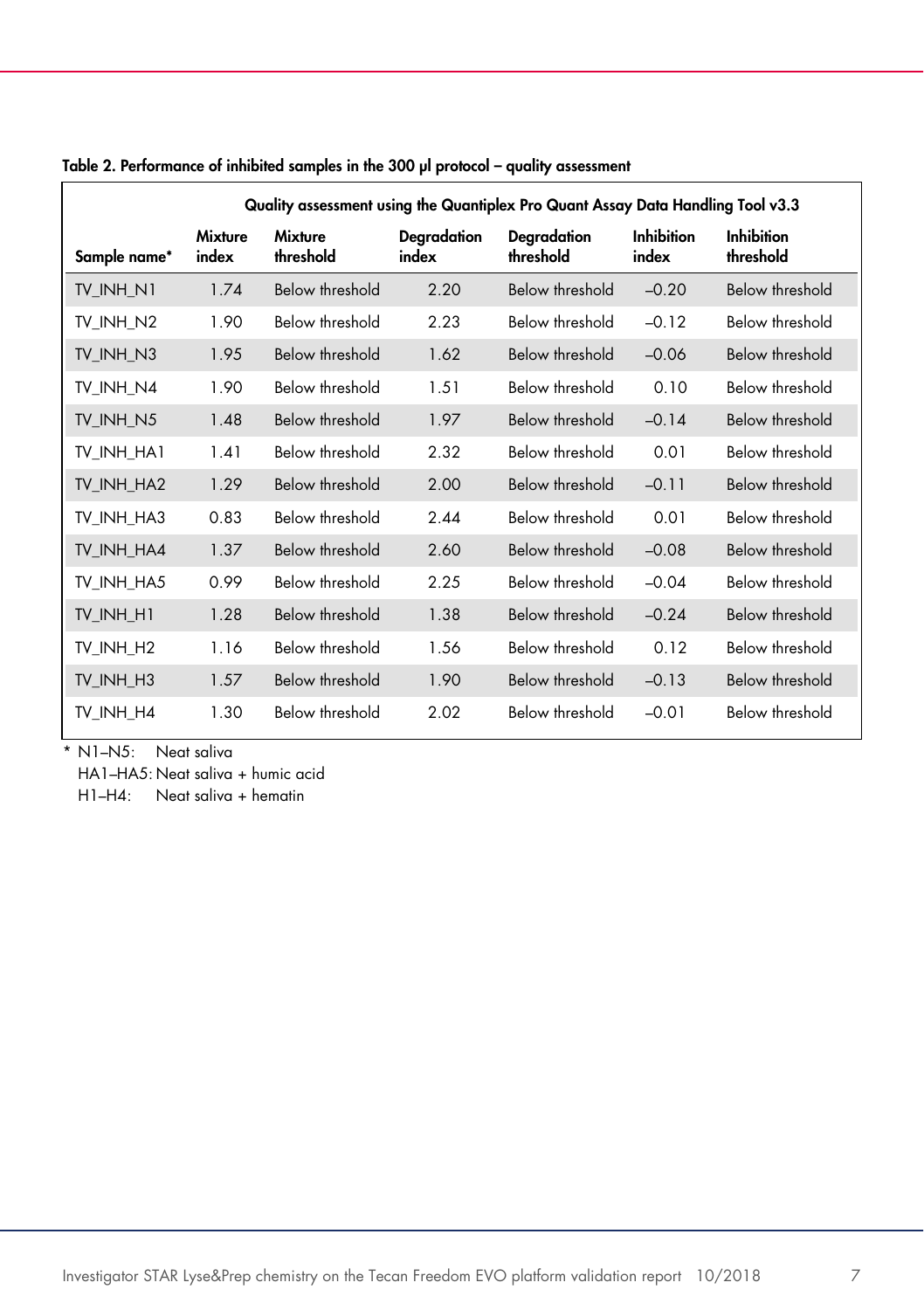**Table 2. Performance of inhibited samples in the 300 µl protocol – quality assessment**

| | Quality assessment using the Quantiplex Pro Quant Assay Data Handling Tool v3.3 | | | | | |
|---|---|---|---|---|---|---|
| **Sample name*** | **Mixture index** | **Mixture threshold** | **Degradation index** | **Degradation threshold** | **Inhibition index** | **Inhibition threshold** |
| TV_INH_N1 | 1.74 | Below threshold | 2.20 | Below threshold | –0.20 | Below threshold |
| TV_INH_N2 | 1.90 | Below threshold | 2.23 | Below threshold | –0.12 | Below threshold |
| TV_INH_N3 | 1.95 | Below threshold | 1.62 | Below threshold | –0.06 | Below threshold |
| TV_INH_N4 | 1.90 | Below threshold | 1.51 | Below threshold | 0.10 | Below threshold |
| TV_INH_N5 | 1.48 | Below threshold | 1.97 | Below threshold | –0.14 | Below threshold |
| TV_INH_HA1 | 1.41 | Below threshold | 2.32 | Below threshold | 0.01 | Below threshold |
| TV_INH_HA2 | 1.29 | Below threshold | 2.00 | Below threshold | –0.11 | Below threshold |
| TV_INH_HA3 | 0.83 | Below threshold | 2.44 | Below threshold | 0.01 | Below threshold |
| TV_INH_HA4 | 1.37 | Below threshold | 2.60 | Below threshold | –0.08 | Below threshold |
| TV_INH_HA5 | 0.99 | Below threshold | 2.25 | Below threshold | –0.04 | Below threshold |
| TV_INH_H1 | 1.28 | Below threshold | 1.38 | Below threshold | –0.24 | Below threshold |
| TV_INH_H2 | 1.16 | Below threshold | 1.56 | Below threshold | 0.12 | Below threshold |
| TV_INH_H3 | 1.57 | Below threshold | 1.90 | Below threshold | –0.13 | Below threshold |
| TV_INH_H4 | 1.30 | Below threshold | 2.02 | Below threshold | –0.01 | Below threshold |

\* N1–N5: Neat saliva
HA1–HA5: Neat saliva + humic acid
H1–H4: Neat saliva + hematin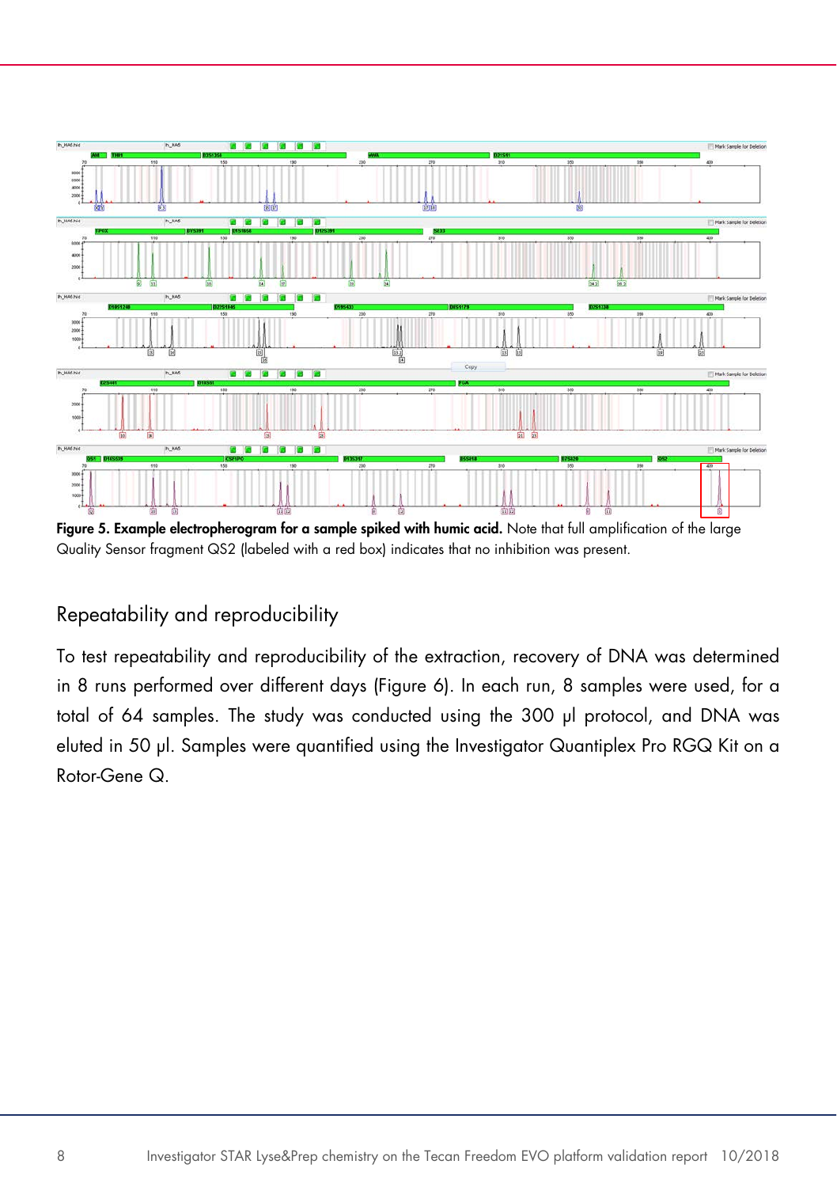**Figure 5. Example electropherogram for a sample spiked with humic acid.** Note that full amplification of the large Quality Sensor fragment QS2 (labeled with a red box) indicates that no inhibition was present.

## Repeatability and reproducibility

To test repeatability and reproducibility of the extraction, recovery of DNA was determined in 8 runs performed over different days (Figure 6). In each run, 8 samples were used, for a total of 64 samples. The study was conducted using the 300 µl protocol, and DNA was eluted in 50 µl. Samples were quantified using the Investigator Quantiplex Pro RGQ Kit on a Rotor-Gene Q.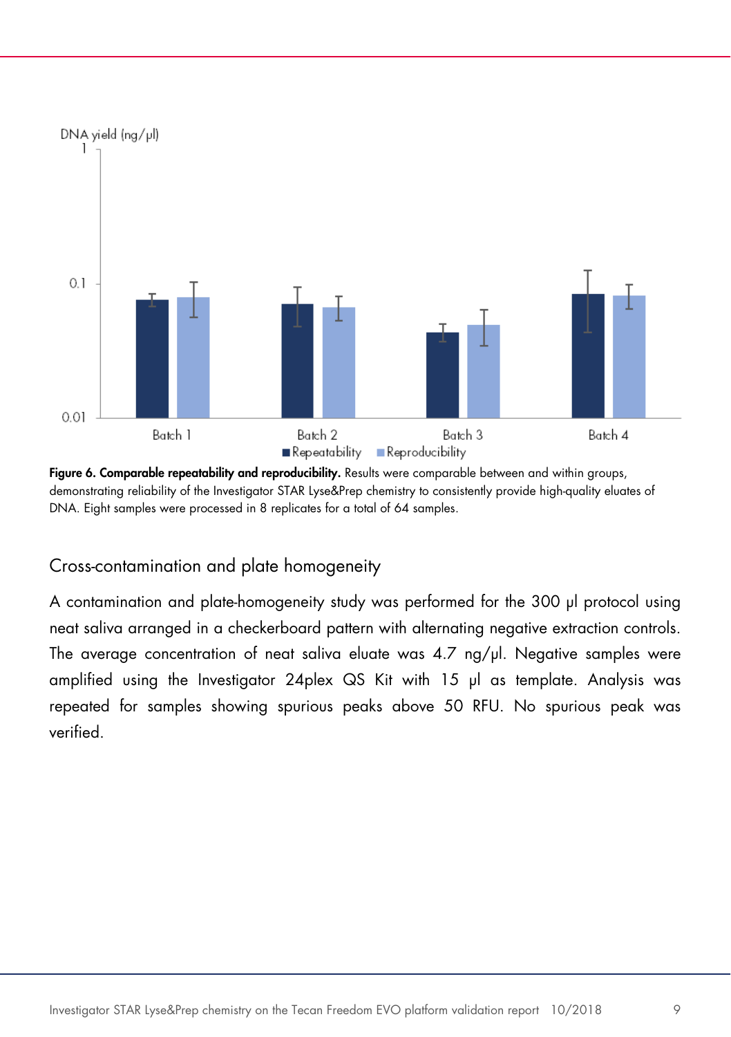DNA yield (ng/µl)

**Figure 6. Comparable repeatability and reproducibility.** Results were comparable between and within groups, demonstrating reliability of the Investigator STAR Lyse&Prep chemistry to consistently provide high-quality eluates of DNA. Eight samples were processed in 8 replicates for a total of 64 samples.

## Cross-contamination and plate homogeneity

A contamination and plate-homogeneity study was performed for the 300 µl protocol using neat saliva arranged in a checkerboard pattern with alternating negative extraction controls. The average concentration of neat saliva eluate was 4.7 ng/µl. Negative samples were amplified using the Investigator 24plex QS Kit with 15 µl as template. Analysis was repeated for samples showing spurious peaks above 50 RFU. No spurious peak was verified.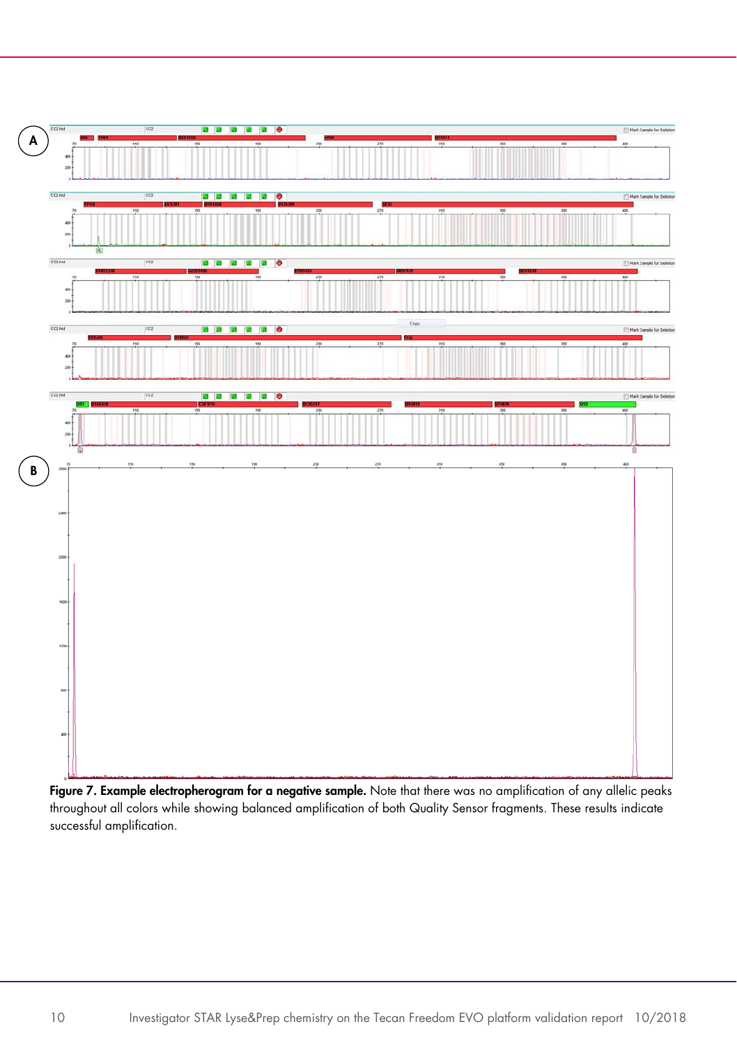**Figure 7. Example electropherogram for a negative sample.** Note that there was no amplification of any allelic peaks throughout all colors while showing balanced amplification of both Quality Sensor fragments. These results indicate successful amplification.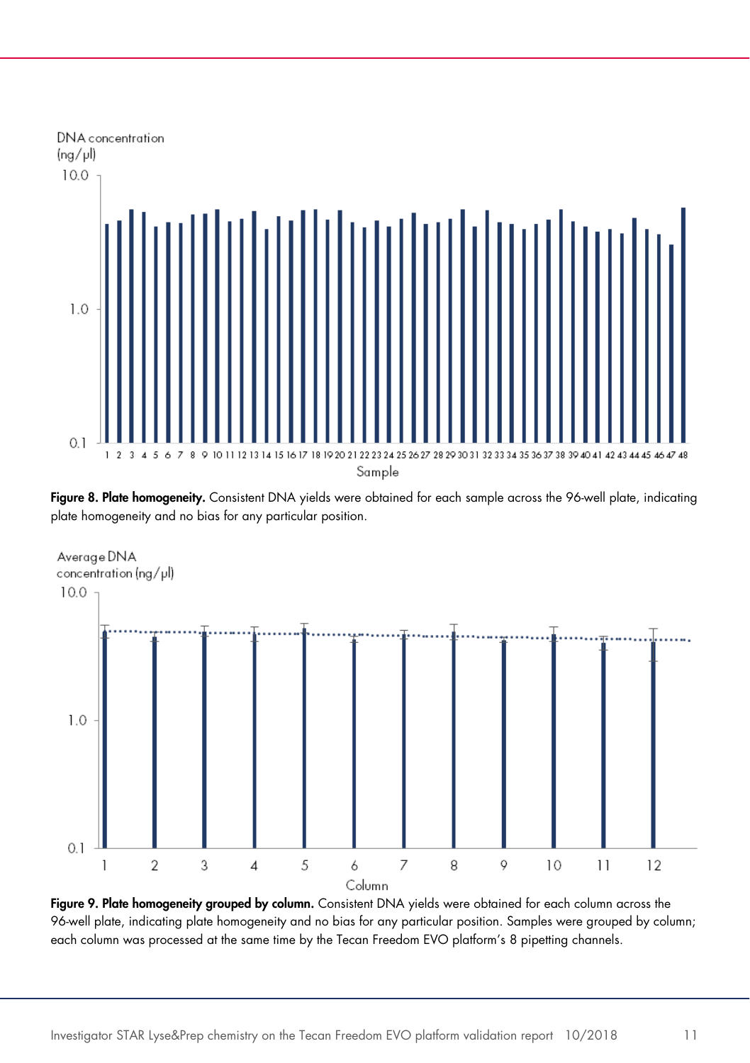**Figure 8. Plate homogeneity.** Consistent DNA yields were obtained for each sample across the 96-well plate, indicating plate homogeneity and no bias for any particular position.

**Figure 9. Plate homogeneity grouped by column.** Consistent DNA yields were obtained for each column across the 96-well plate, indicating plate homogeneity and no bias for any particular position. Samples were grouped by column; each column was processed at the same time by the Tecan Freedom EVO platform's 8 pipetting channels.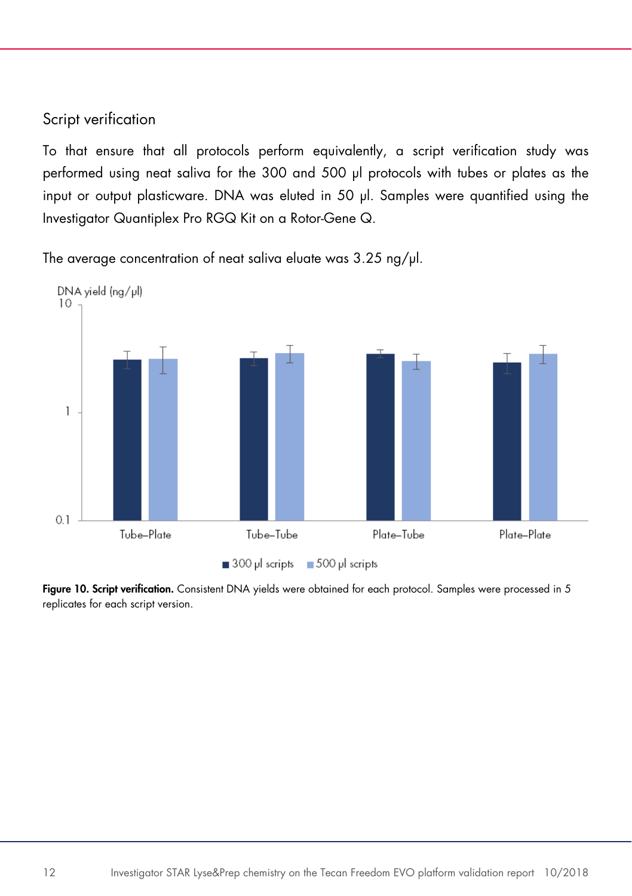## Script verification

To that ensure that all protocols perform equivalently, a script verification study was performed using neat saliva for the 300 and 500 µl protocols with tubes or plates as the input or output plasticware. DNA was eluted in 50 µl. Samples were quantified using the Investigator Quantiplex Pro RGQ Kit on a Rotor-Gene Q.

The average concentration of neat saliva eluate was 3.25 ng/µl.

**Figure 10. Script verification.** Consistent DNA yields were obtained for each protocol. Samples were processed in 5 replicates for each script version.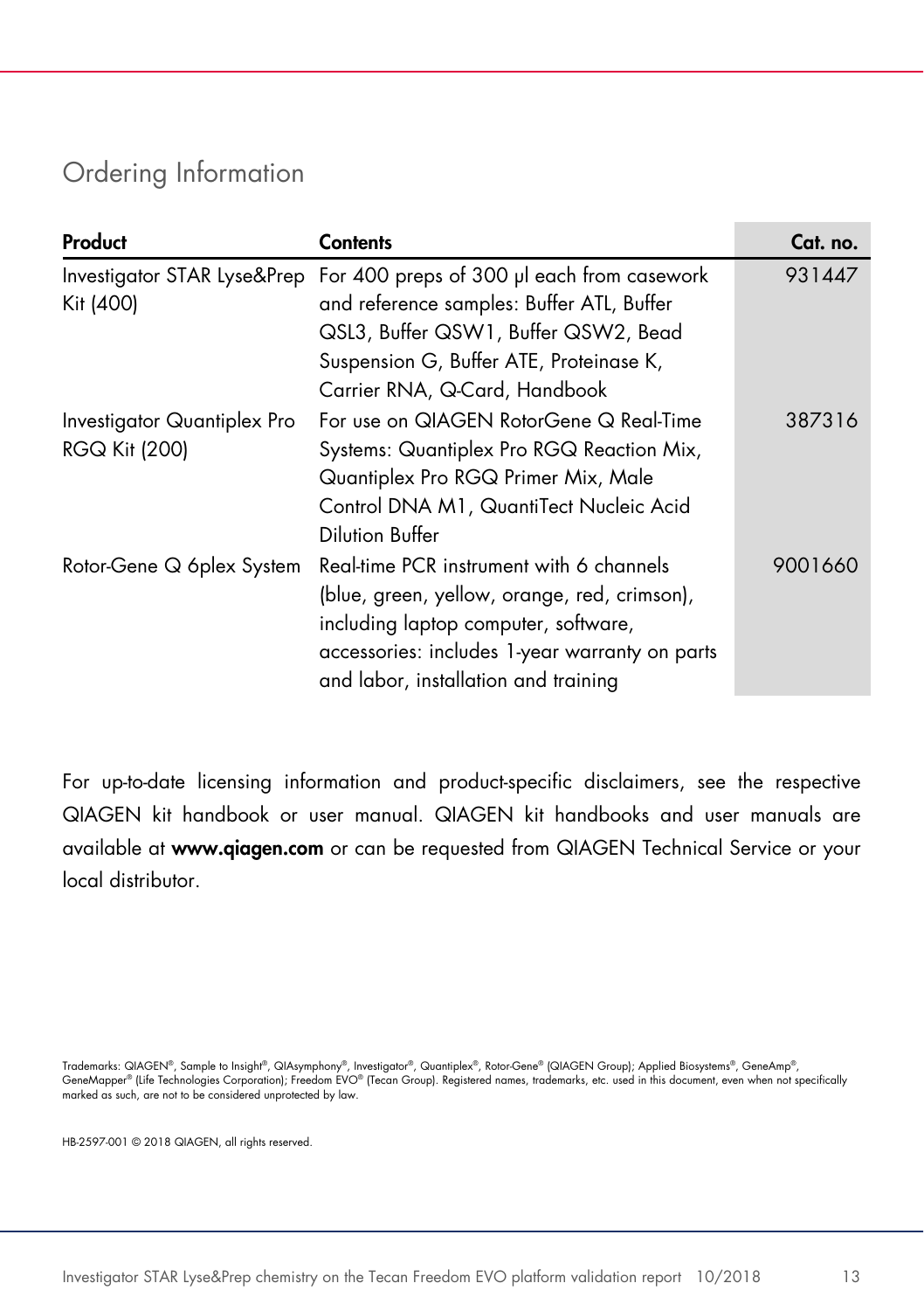## Ordering Information

| Product | Contents | Cat. no. |
|---|---|---|
| Investigator STAR Lyse&Prep Kit (400) | For 400 preps of 300 µl each from casework and reference samples: Buffer ATL, Buffer QSL3, Buffer QSW1, Buffer QSW2, Bead Suspension G, Buffer ATE, Proteinase K, Carrier RNA, Q-Card, Handbook | 931447 |
| Investigator Quantiplex Pro RGQ Kit (200) | For use on QIAGEN RotorGene Q Real-Time Systems: Quantiplex Pro RGQ Reaction Mix, Quantiplex Pro RGQ Primer Mix, Male Control DNA M1, QuantiTect Nucleic Acid Dilution Buffer | 387316 |
| Rotor-Gene Q 6plex System | Real-time PCR instrument with 6 channels (blue, green, yellow, orange, red, crimson), including laptop computer, software, accessories: includes 1-year warranty on parts and labor, installation and training | 9001660 |

For up-to-date licensing information and product-specific disclaimers, see the respective QIAGEN kit handbook or user manual. QIAGEN kit handbooks and user manuals are available at **www.qiagen.com** or can be requested from QIAGEN Technical Service or your local distributor.

Trademarks: QIAGEN®, Sample to Insight®, QIAsymphony®, Investigator®, Quantiplex®, Rotor-Gene® (QIAGEN Group); Applied Biosystems®, GeneAmp®, GeneMapper® (Life Technologies Corporation); Freedom EVO® (Tecan Group). Registered names, trademarks, etc. used in this document, even when not specifically marked as such, are not to be considered unprotected by law.

HB-2597-001 © 2018 QIAGEN, all rights reserved.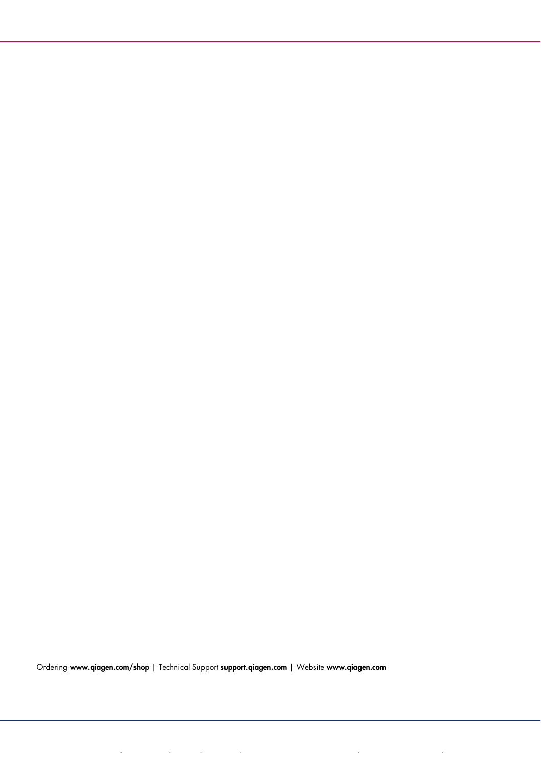Ordering **www.qiagen.com/shop** | Technical Support **support.qiagen.com** | Website **www.qiagen.com**